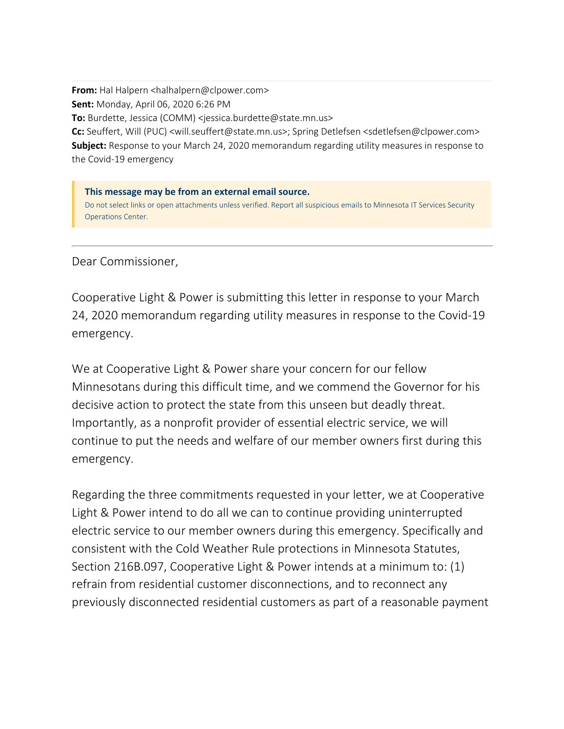**From:** Hal Halpern <halhalpern@clpower.com>
**Sent:** Monday, April 06, 2020 6:26 PM
**To:** Burdette, Jessica (COMM) <jessica.burdette@state.mn.us>
**Cc:** Seuffert, Will (PUC) <will.seuffert@state.mn.us>; Spring Detlefsen <sdetlefsen@clpower.com>
**Subject:** Response to your March 24, 2020 memorandum regarding utility measures in response to the Covid-19 emergency

**This message may be from an external email source.**
Do not select links or open attachments unless verified. Report all suspicious emails to Minnesota IT Services Security Operations Center.

---

Dear Commissioner,

Cooperative Light & Power is submitting this letter in response to your March 24, 2020 memorandum regarding utility measures in response to the Covid-19 emergency.

We at Cooperative Light & Power share your concern for our fellow Minnesotans during this difficult time, and we commend the Governor for his decisive action to protect the state from this unseen but deadly threat. Importantly, as a nonprofit provider of essential electric service, we will continue to put the needs and welfare of our member owners first during this emergency.

Regarding the three commitments requested in your letter, we at Cooperative Light & Power intend to do all we can to continue providing uninterrupted electric service to our member owners during this emergency. Specifically and consistent with the Cold Weather Rule protections in Minnesota Statutes, Section 216B.097, Cooperative Light & Power intends at a minimum to: (1) refrain from residential customer disconnections, and to reconnect any previously disconnected residential customers as part of a reasonable payment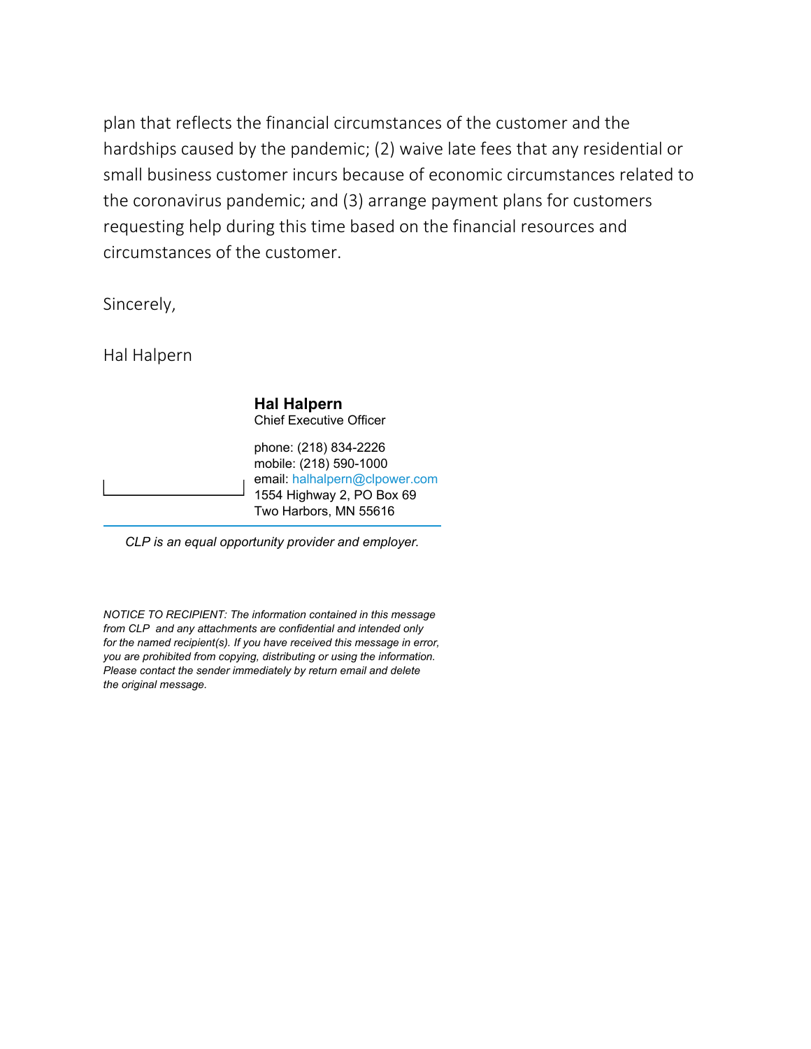plan that reflects the financial circumstances of the customer and the hardships caused by the pandemic; (2) waive late fees that any residential or small business customer incurs because of economic circumstances related to the coronavirus pandemic; and (3) arrange payment plans for customers requesting help during this time based on the financial resources and circumstances of the customer.

Sincerely,

Hal Halpern

**Hal Halpern**
Chief Executive Officer

phone: (218) 834-2226
mobile: (218) 590-1000
email: halhalpern@clpower.com
1554 Highway 2, PO Box 69
Two Harbors, MN 55616

*CLP is an equal opportunity provider and employer.*

*NOTICE TO RECIPIENT: The information contained in this message from CLP and any attachments are confidential and intended only for the named recipient(s). If you have received this message in error, you are prohibited from copying, distributing or using the information. Please contact the sender immediately by return email and delete the original message.*